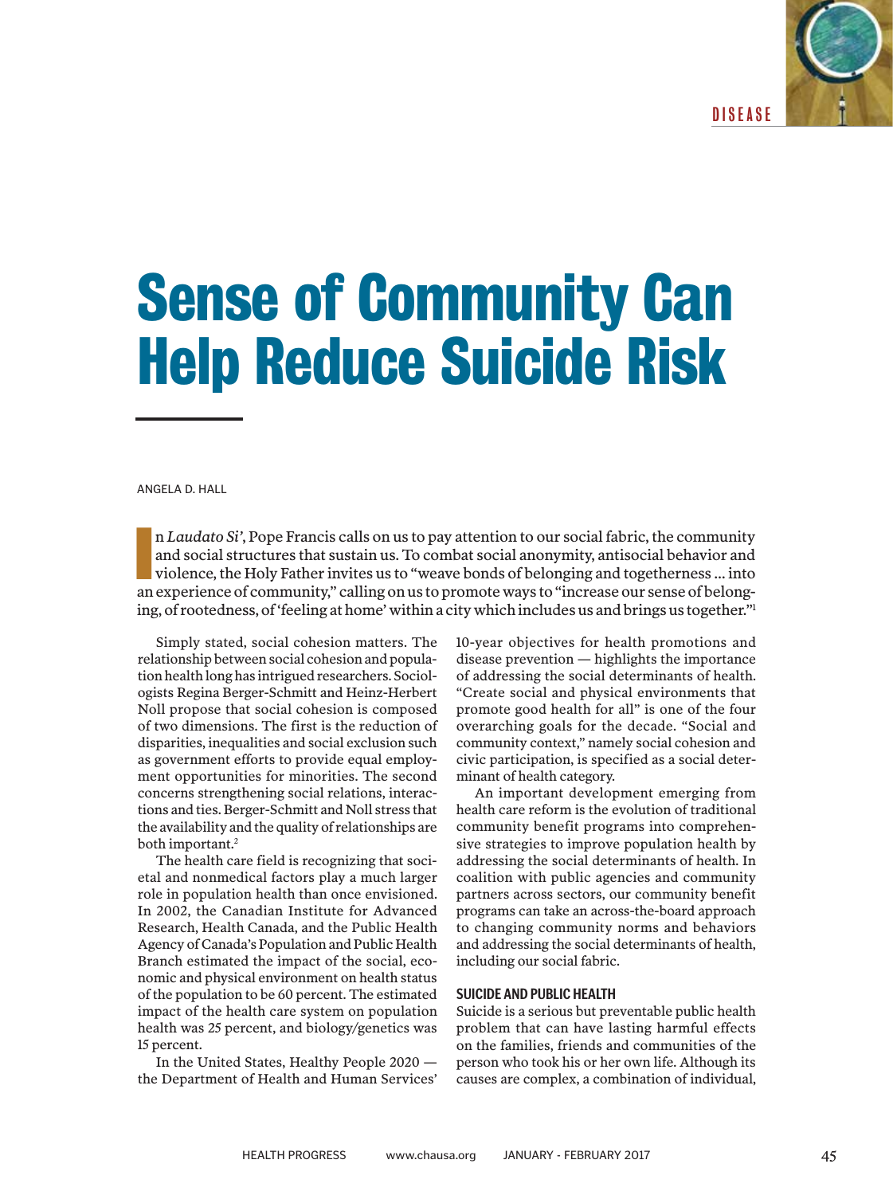DISEASE

# Sense of Community Can Help Reduce Suicide Risk

ANGELA D. HALL

In *Laudato Si'*, Pope Francis calls on us to pay attention to our social fabric, the community and social structures that sustain us. To combat social anonymity, antisocial behavior and violence, the Holy Father invites us to "weave bonds of belonging and togetherness ... into an experience of community," calling on us to promote ways to "increase our sense of belonging, of rootedness, of 'feeling at home' within a city which includes us and brings us together."[1]

Simply stated, social cohesion matters. The relationship between social cohesion and population health long has intrigued researchers. Sociologists Regina Berger-Schmitt and Heinz-Herbert Noll propose that social cohesion is composed of two dimensions. The first is the reduction of disparities, inequalities and social exclusion such as government efforts to provide equal employment opportunities for minorities. The second concerns strengthening social relations, interactions and ties. Berger-Schmitt and Noll stress that the availability and the quality of relationships are both important.[2]

The health care field is recognizing that societal and nonmedical factors play a much larger role in population health than once envisioned. In 2002, the Canadian Institute for Advanced Research, Health Canada, and the Public Health Agency of Canada's Population and Public Health Branch estimated the impact of the social, economic and physical environment on health status of the population to be 60 percent. The estimated impact of the health care system on population health was 25 percent, and biology/genetics was 15 percent.

In the United States, Healthy People 2020 — the Department of Health and Human Services' 10-year objectives for health promotions and disease prevention — highlights the importance of addressing the social determinants of health. "Create social and physical environments that promote good health for all" is one of the four overarching goals for the decade. "Social and community context," namely social cohesion and civic participation, is specified as a social determinant of health category.

An important development emerging from health care reform is the evolution of traditional community benefit programs into comprehensive strategies to improve population health by addressing the social determinants of health. In coalition with public agencies and community partners across sectors, our community benefit programs can take an across-the-board approach to changing community norms and behaviors and addressing the social determinants of health, including our social fabric.

## SUICIDE AND PUBLIC HEALTH

Suicide is a serious but preventable public health problem that can have lasting harmful effects on the families, friends and communities of the person who took his or her own life. Although its causes are complex, a combination of individual,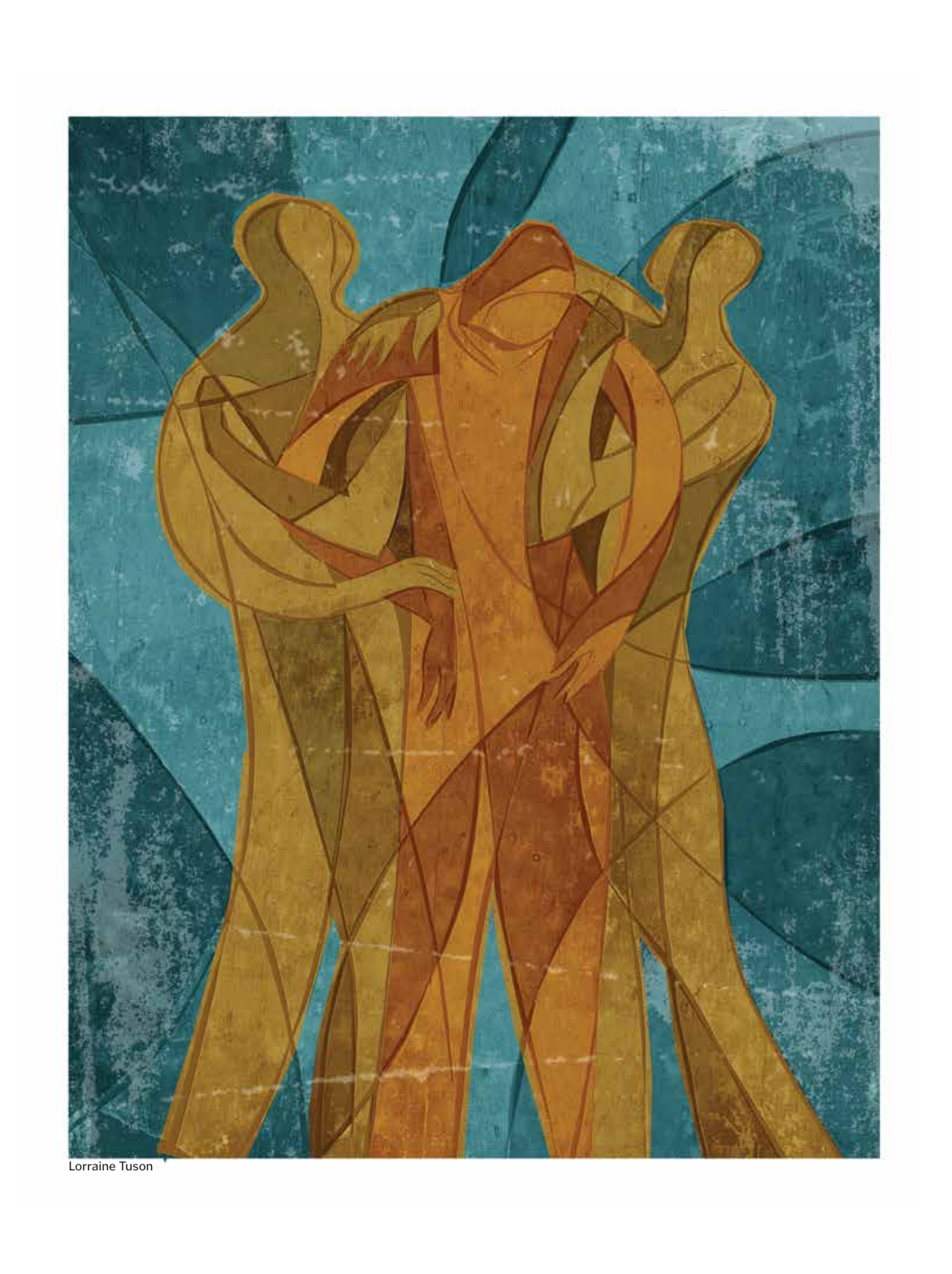Lorraine Tuson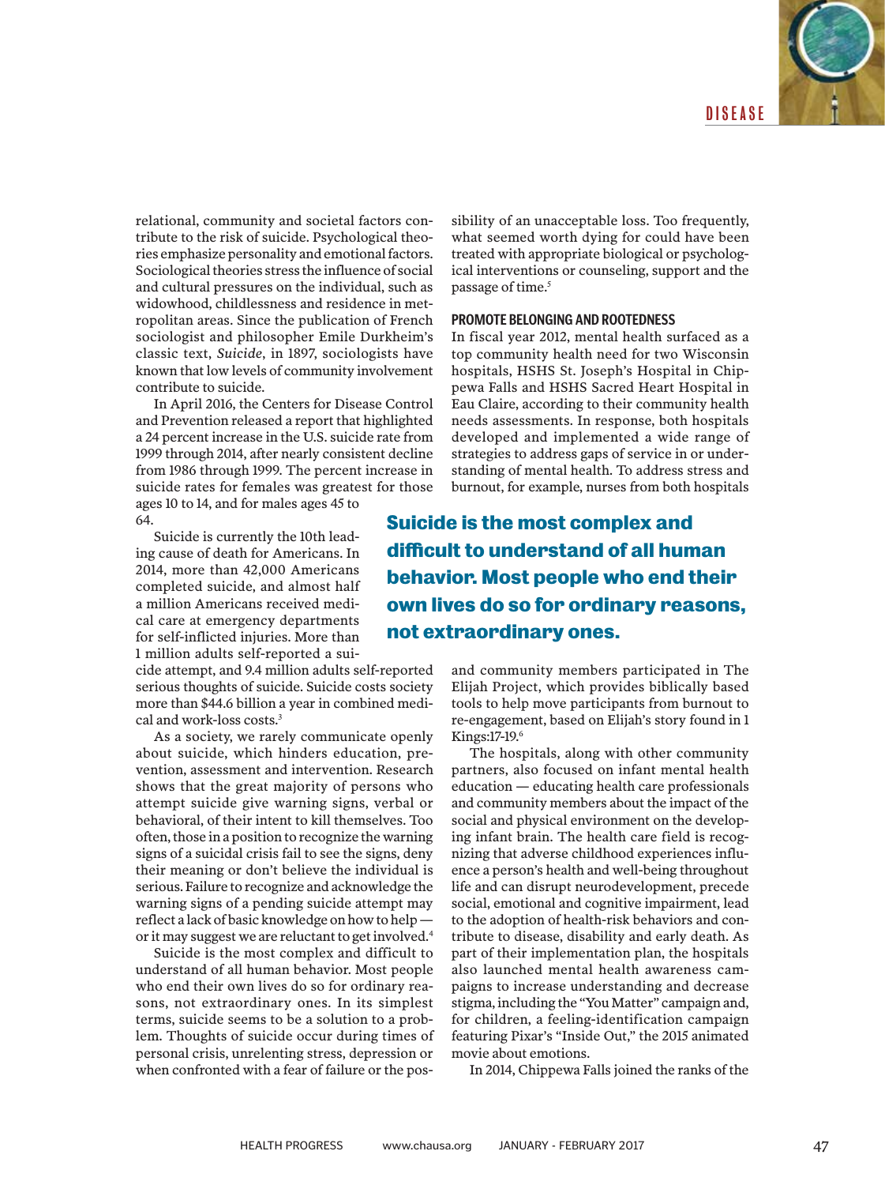relational, community and societal factors contribute to the risk of suicide. Psychological theories emphasize personality and emotional factors. Sociological theories stress the influence of social and cultural pressures on the individual, such as widowhood, childlessness and residence in metropolitan areas. Since the publication of French sociologist and philosopher Emile Durkheim's classic text, *Suicide*, in 1897, sociologists have known that low levels of community involvement contribute to suicide.

In April 2016, the Centers for Disease Control and Prevention released a report that highlighted a 24 percent increase in the U.S. suicide rate from 1999 through 2014, after nearly consistent decline from 1986 through 1999. The percent increase in suicide rates for females was greatest for those ages 10 to 14, and for males ages 45 to 64.

Suicide is currently the 10th leading cause of death for Americans. In 2014, more than 42,000 Americans completed suicide, and almost half a million Americans received medical care at emergency departments for self-inflicted injuries. More than 1 million adults self-reported a suicide attempt, and 9.4 million adults self-reported serious thoughts of suicide. Suicide costs society more than $44.6 billion a year in combined medical and work-loss costs.[3]

As a society, we rarely communicate openly about suicide, which hinders education, prevention, assessment and intervention. Research shows that the great majority of persons who attempt suicide give warning signs, verbal or behavioral, of their intent to kill themselves. Too often, those in a position to recognize the warning signs of a suicidal crisis fail to see the signs, deny their meaning or don't believe the individual is serious. Failure to recognize and acknowledge the warning signs of a pending suicide attempt may reflect a lack of basic knowledge on how to help — or it may suggest we are reluctant to get involved.[4]

Suicide is the most complex and difficult to understand of all human behavior. Most people who end their own lives do so for ordinary reasons, not extraordinary ones. In its simplest terms, suicide seems to be a solution to a problem. Thoughts of suicide occur during times of personal crisis, unrelenting stress, depression or when confronted with a fear of failure or the possibility of an unacceptable loss. Too frequently, what seemed worth dying for could have been treated with appropriate biological or psychological interventions or counseling, support and the passage of time.[5]

**Suicide is the most complex and difficult to understand of all human behavior. Most people who end their own lives do so for ordinary reasons, not extraordinary ones.**

### PROMOTE BELONGING AND ROOTEDNESS

In fiscal year 2012, mental health surfaced as a top community health need for two Wisconsin hospitals, HSHS St. Joseph's Hospital in Chippewa Falls and HSHS Sacred Heart Hospital in Eau Claire, according to their community health needs assessments. In response, both hospitals developed and implemented a wide range of strategies to address gaps of service in or understanding of mental health. To address stress and burnout, for example, nurses from both hospitals and community members participated in The Elijah Project, which provides biblically based tools to help move participants from burnout to re-engagement, based on Elijah's story found in 1 Kings:17-19.[6]

The hospitals, along with other community partners, also focused on infant mental health education — educating health care professionals and community members about the impact of the social and physical environment on the developing infant brain. The health care field is recognizing that adverse childhood experiences influence a person's health and well-being throughout life and can disrupt neurodevelopment, precede social, emotional and cognitive impairment, lead to the adoption of health-risk behaviors and contribute to disease, disability and early death. As part of their implementation plan, the hospitals also launched mental health awareness campaigns to increase understanding and decrease stigma, including the "You Matter" campaign and, for children, a feeling-identification campaign featuring Pixar's "Inside Out," the 2015 animated movie about emotions.

In 2014, Chippewa Falls joined the ranks of the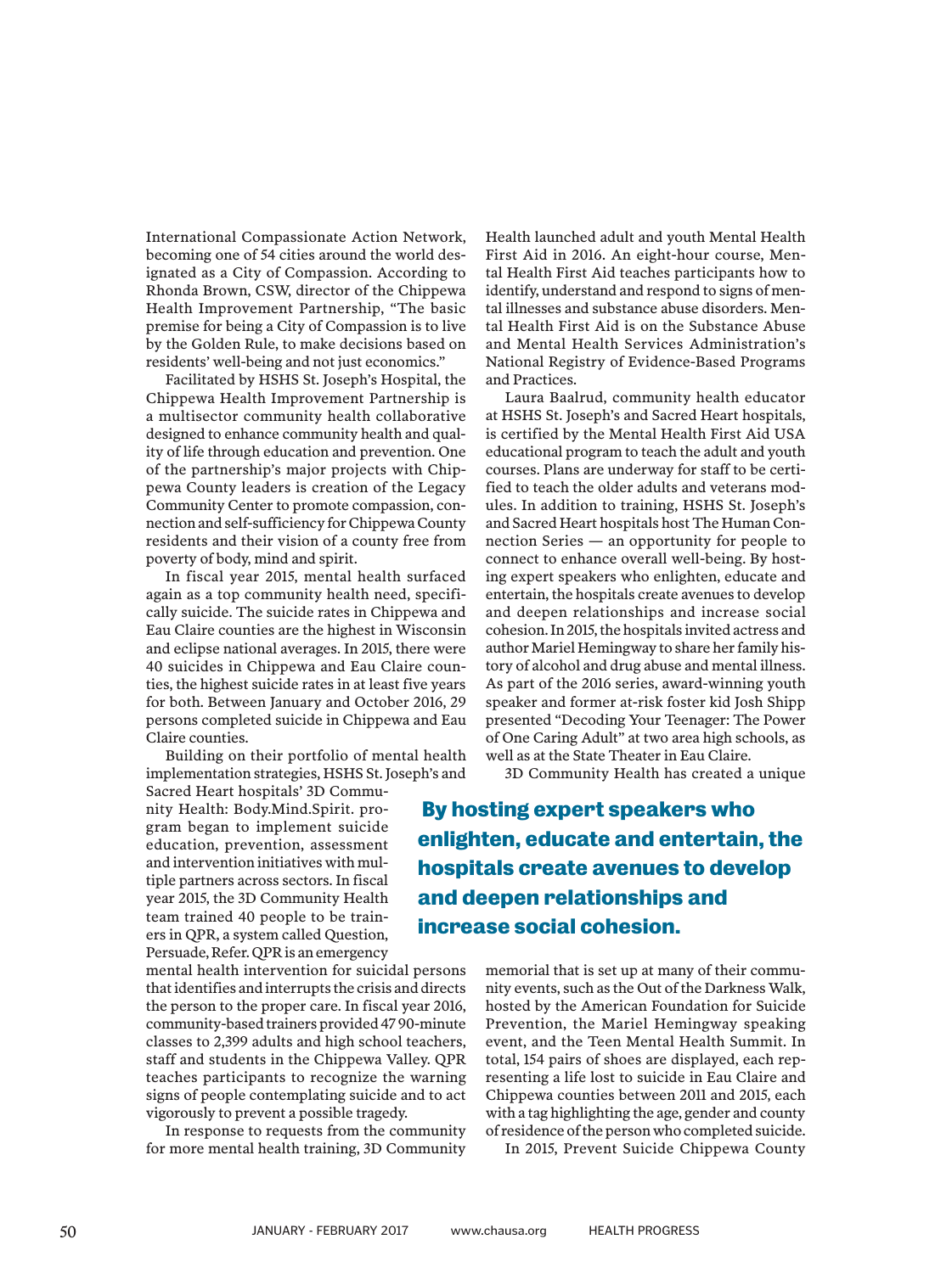International Compassionate Action Network, becoming one of 54 cities around the world designated as a City of Compassion. According to Rhonda Brown, CSW, director of the Chippewa Health Improvement Partnership, "The basic premise for being a City of Compassion is to live by the Golden Rule, to make decisions based on residents' well-being and not just economics."

Facilitated by HSHS St. Joseph's Hospital, the Chippewa Health Improvement Partnership is a multisector community health collaborative designed to enhance community health and quality of life through education and prevention. One of the partnership's major projects with Chippewa County leaders is creation of the Legacy Community Center to promote compassion, connection and self-sufficiency for Chippewa County residents and their vision of a county free from poverty of body, mind and spirit.

In fiscal year 2015, mental health surfaced again as a top community health need, specifically suicide. The suicide rates in Chippewa and Eau Claire counties are the highest in Wisconsin and eclipse national averages. In 2015, there were 40 suicides in Chippewa and Eau Claire counties, the highest suicide rates in at least five years for both. Between January and October 2016, 29 persons completed suicide in Chippewa and Eau Claire counties.

Building on their portfolio of mental health implementation strategies, HSHS St. Joseph's and Sacred Heart hospitals' 3D Community Health: Body.Mind.Spirit. program began to implement suicide education, prevention, assessment and intervention initiatives with multiple partners across sectors. In fiscal year 2015, the 3D Community Health team trained 40 people to be trainers in QPR, a system called Question, Persuade, Refer. QPR is an emergency mental health intervention for suicidal persons that identifies and interrupts the crisis and directs the person to the proper care. In fiscal year 2016, community-based trainers provided 47 90-minute classes to 2,399 adults and high school teachers, staff and students in the Chippewa Valley. QPR teaches participants to recognize the warning signs of people contemplating suicide and to act vigorously to prevent a possible tragedy.

In response to requests from the community for more mental health training, 3D Community Health launched adult and youth Mental Health First Aid in 2016. An eight-hour course, Mental Health First Aid teaches participants how to identify, understand and respond to signs of mental illnesses and substance abuse disorders. Mental Health First Aid is on the Substance Abuse and Mental Health Services Administration's National Registry of Evidence-Based Programs and Practices.

Laura Baalrud, community health educator at HSHS St. Joseph's and Sacred Heart hospitals, is certified by the Mental Health First Aid USA educational program to teach the adult and youth courses. Plans are underway for staff to be certified to teach the older adults and veterans modules. In addition to training, HSHS St. Joseph's and Sacred Heart hospitals host The Human Connection Series — an opportunity for people to connect to enhance overall well-being. By hosting expert speakers who enlighten, educate and entertain, the hospitals create avenues to develop and deepen relationships and increase social cohesion. In 2015, the hospitals invited actress and author Mariel Hemingway to share her family history of alcohol and drug abuse and mental illness. As part of the 2016 series, award-winning youth speaker and former at-risk foster kid Josh Shipp presented "Decoding Your Teenager: The Power of One Caring Adult" at two area high schools, as well as at the State Theater in Eau Claire.

**By hosting expert speakers who enlighten, educate and entertain, the hospitals create avenues to develop and deepen relationships and increase social cohesion.**

3D Community Health has created a unique memorial that is set up at many of their community events, such as the Out of the Darkness Walk, hosted by the American Foundation for Suicide Prevention, the Mariel Hemingway speaking event, and the Teen Mental Health Summit. In total, 154 pairs of shoes are displayed, each representing a life lost to suicide in Eau Claire and Chippewa counties between 2011 and 2015, each with a tag highlighting the age, gender and county of residence of the person who completed suicide.

In 2015, Prevent Suicide Chippewa County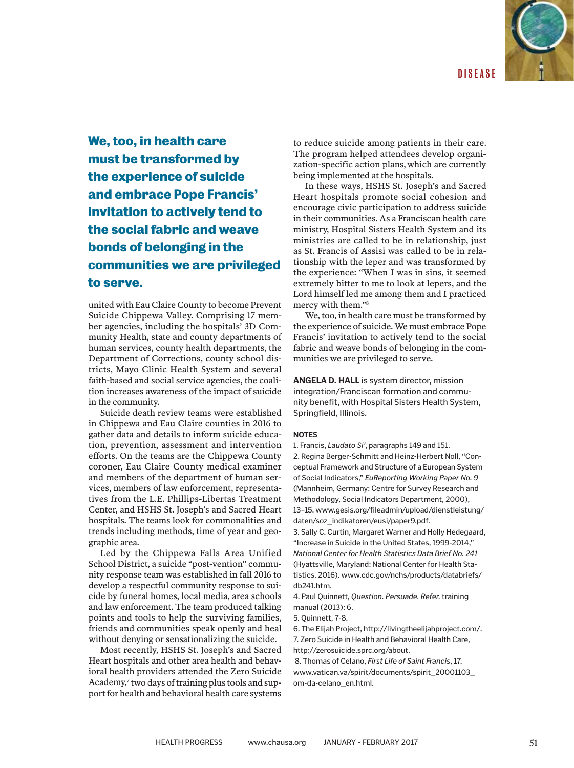**We, too, in health care must be transformed by the experience of suicide and embrace Pope Francis' invitation to actively tend to the social fabric and weave bonds of belonging in the communities we are privileged to serve.**

united with Eau Claire County to become Prevent Suicide Chippewa Valley. Comprising 17 member agencies, including the hospitals' 3D Community Health, state and county departments of human services, county health departments, the Department of Corrections, county school districts, Mayo Clinic Health System and several faith-based and social service agencies, the coalition increases awareness of the impact of suicide in the community.

Suicide death review teams were established in Chippewa and Eau Claire counties in 2016 to gather data and details to inform suicide education, prevention, assessment and intervention efforts. On the teams are the Chippewa County coroner, Eau Claire County medical examiner and members of the department of human services, members of law enforcement, representatives from the L.E. Phillips-Libertas Treatment Center, and HSHS St. Joseph's and Sacred Heart hospitals. The teams look for commonalities and trends including methods, time of year and geographic area.

Led by the Chippewa Falls Area Unified School District, a suicide "post-vention" community response team was established in fall 2016 to develop a respectful community response to suicide by funeral homes, local media, area schools and law enforcement. The team produced talking points and tools to help the surviving families, friends and communities speak openly and heal without denying or sensationalizing the suicide.

Most recently, HSHS St. Joseph's and Sacred Heart hospitals and other area health and behavioral health providers attended the Zero Suicide Academy,[7] two days of training plus tools and support for health and behavioral health care systems to reduce suicide among patients in their care. The program helped attendees develop organization-specific action plans, which are currently being implemented at the hospitals.

In these ways, HSHS St. Joseph's and Sacred Heart hospitals promote social cohesion and encourage civic participation to address suicide in their communities. As a Franciscan health care ministry, Hospital Sisters Health System and its ministries are called to be in relationship, just as St. Francis of Assisi was called to be in relationship with the leper and was transformed by the experience: "When I was in sins, it seemed extremely bitter to me to look at lepers, and the Lord himself led me among them and I practiced mercy with them."[8]

We, too, in health care must be transformed by the experience of suicide. We must embrace Pope Francis' invitation to actively tend to the social fabric and weave bonds of belonging in the communities we are privileged to serve.

**ANGELA D. HALL** is system director, mission integration/Franciscan formation and community benefit, with Hospital Sisters Health System, Springfield, Illinois.

**NOTES**

1. Francis, *Laudato Si'*, paragraphs 149 and 151.
2. Regina Berger-Schmitt and Heinz-Herbert Noll, "Conceptual Framework and Structure of a European System of Social Indicators," *EuReporting Working Paper No. 9* (Mannheim, Germany: Centre for Survey Research and Methodology, Social Indicators Department, 2000), 13–15. www.gesis.org/fileadmin/upload/dienstleistung/daten/soz_indikatoren/eusi/paper9.pdf.
3. Sally C. Curtin, Margaret Warner and Holly Hedegaard, "Increase in Suicide in the United States, 1999-2014," *National Center for Health Statistics Data Brief No. 241* (Hyattsville, Maryland: National Center for Health Statistics, 2016). www.cdc.gov/nchs/products/databriefs/db241.htm.
4. Paul Quinnett, *Question. Persuade. Refer.* training manual (2013): 6.
5. Quinnett, 7-8.
6. The Elijah Project, http://livingtheelijahproject.com/.
7. Zero Suicide in Health and Behavioral Health Care, http://zerosuicide.sprc.org/about.
8. Thomas of Celano, *First Life of Saint Francis*, 17. www.vatican.va/spirit/documents/spirit_20001103_om-da-celano_en.html.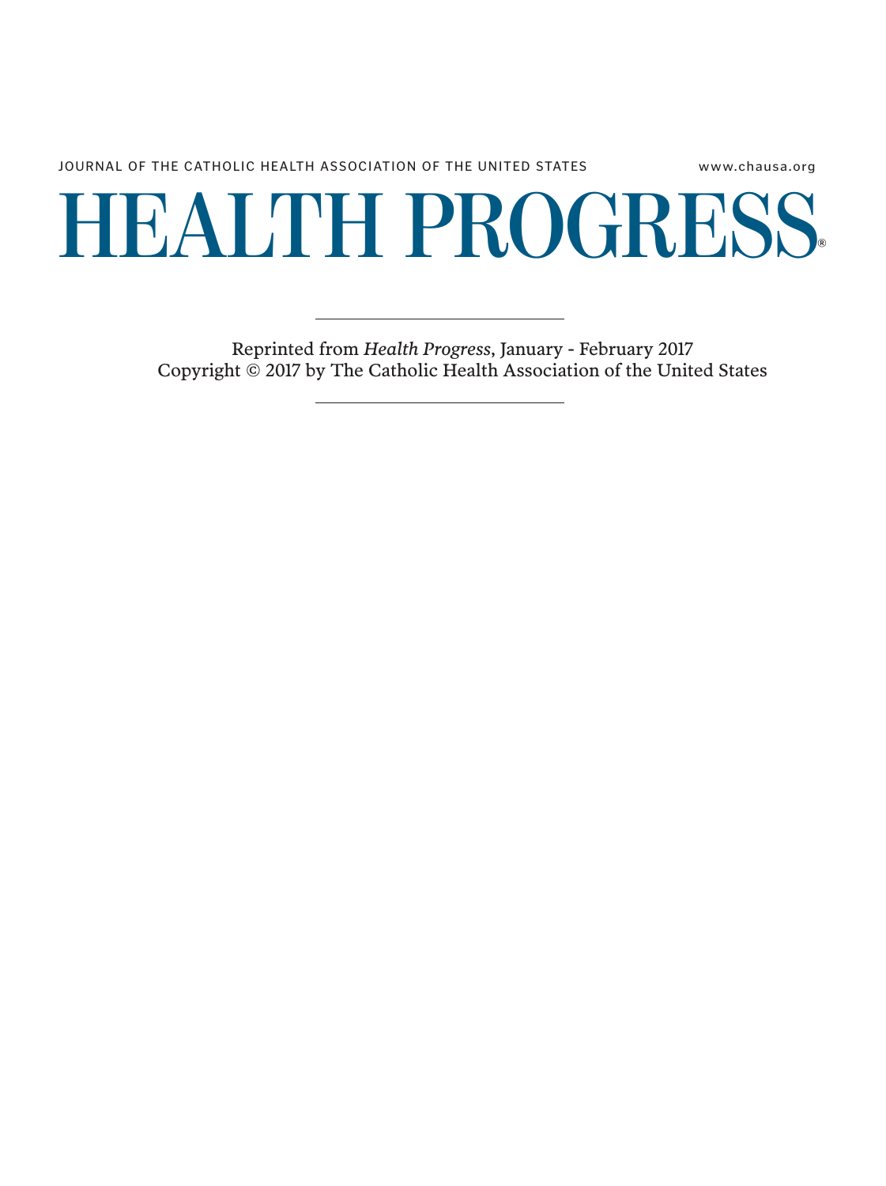JOURNAL OF THE CATHOLIC HEALTH ASSOCIATION OF THE UNITED STATES www.chausa.org

# HEALTH PROGRESS®

---

Reprinted from *Health Progress*, January - February 2017
Copyright © 2017 by The Catholic Health Association of the United States

---